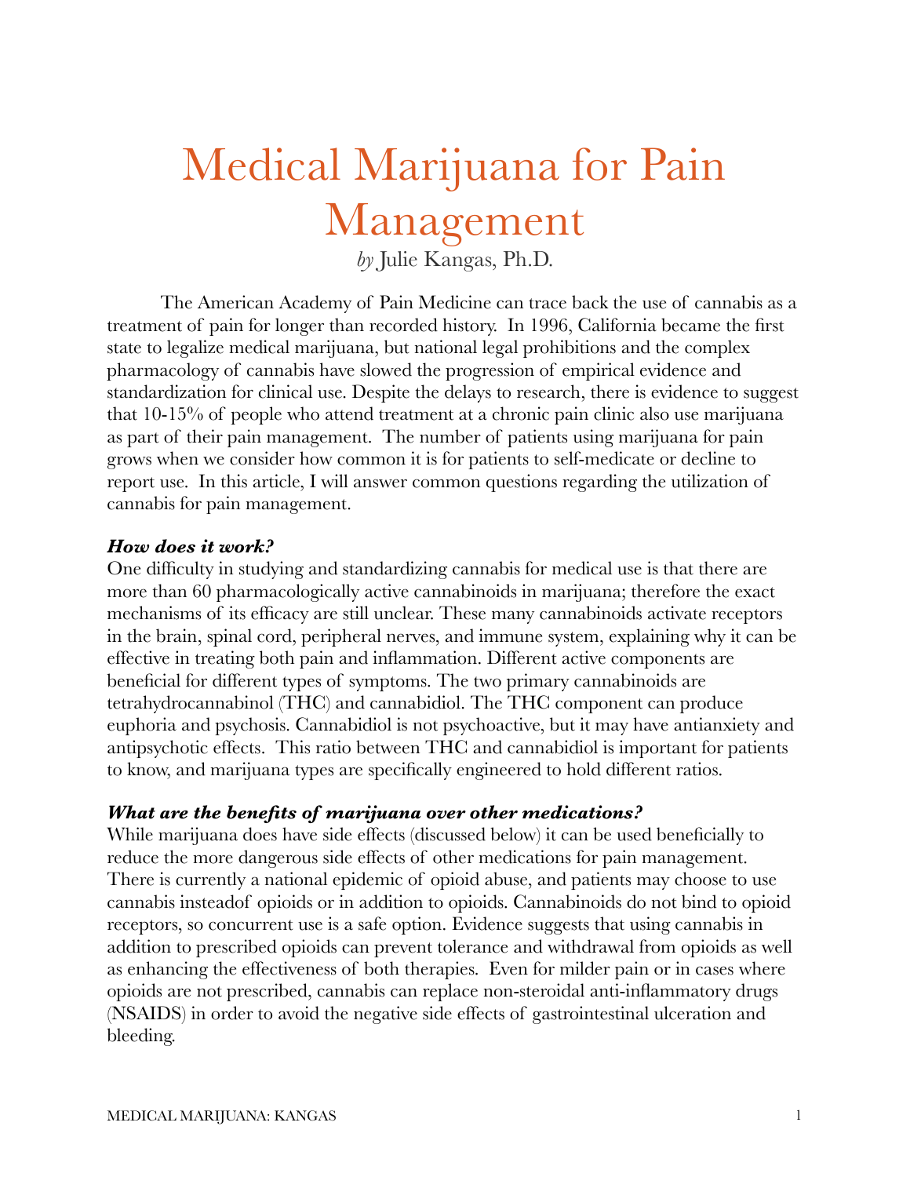# Medical Marijuana for Pain Management

*by* Julie Kangas, Ph.D.

The American Academy of Pain Medicine can trace back the use of cannabis as a treatment of pain for longer than recorded history. In 1996, California became the first state to legalize medical marijuana, but national legal prohibitions and the complex pharmacology of cannabis have slowed the progression of empirical evidence and standardization for clinical use. Despite the delays to research, there is evidence to suggest that 10-15% of people who attend treatment at a chronic pain clinic also use marijuana as part of their pain management. The number of patients using marijuana for pain grows when we consider how common it is for patients to self-medicate or decline to report use. In this article, I will answer common questions regarding the utilization of cannabis for pain management.

### *How does it work?*

One difficulty in studying and standardizing cannabis for medical use is that there are more than 60 pharmacologically active cannabinoids in marijuana; therefore the exact mechanisms of its efficacy are still unclear. These many cannabinoids activate receptors in the brain, spinal cord, peripheral nerves, and immune system, explaining why it can be effective in treating both pain and inflammation. Different active components are beneficial for different types of symptoms. The two primary cannabinoids are tetrahydrocannabinol (THC) and cannabidiol. The THC component can produce euphoria and psychosis. Cannabidiol is not psychoactive, but it may have antianxiety and antipsychotic effects. This ratio between THC and cannabidiol is important for patients to know, and marijuana types are specifically engineered to hold different ratios.

### *What are the benefits of marijuana over other medications?*

While marijuana does have side effects (discussed below) it can be used beneficially to reduce the more dangerous side effects of other medications for pain management. There is currently a national epidemic of opioid abuse, and patients may choose to use cannabis insteadof opioids or in addition to opioids. Cannabinoids do not bind to opioid receptors, so concurrent use is a safe option. Evidence suggests that using cannabis in addition to prescribed opioids can prevent tolerance and withdrawal from opioids as well as enhancing the effectiveness of both therapies. Even for milder pain or in cases where opioids are not prescribed, cannabis can replace non-steroidal anti-inflammatory drugs (NSAIDS) in order to avoid the negative side effects of gastrointestinal ulceration and bleeding.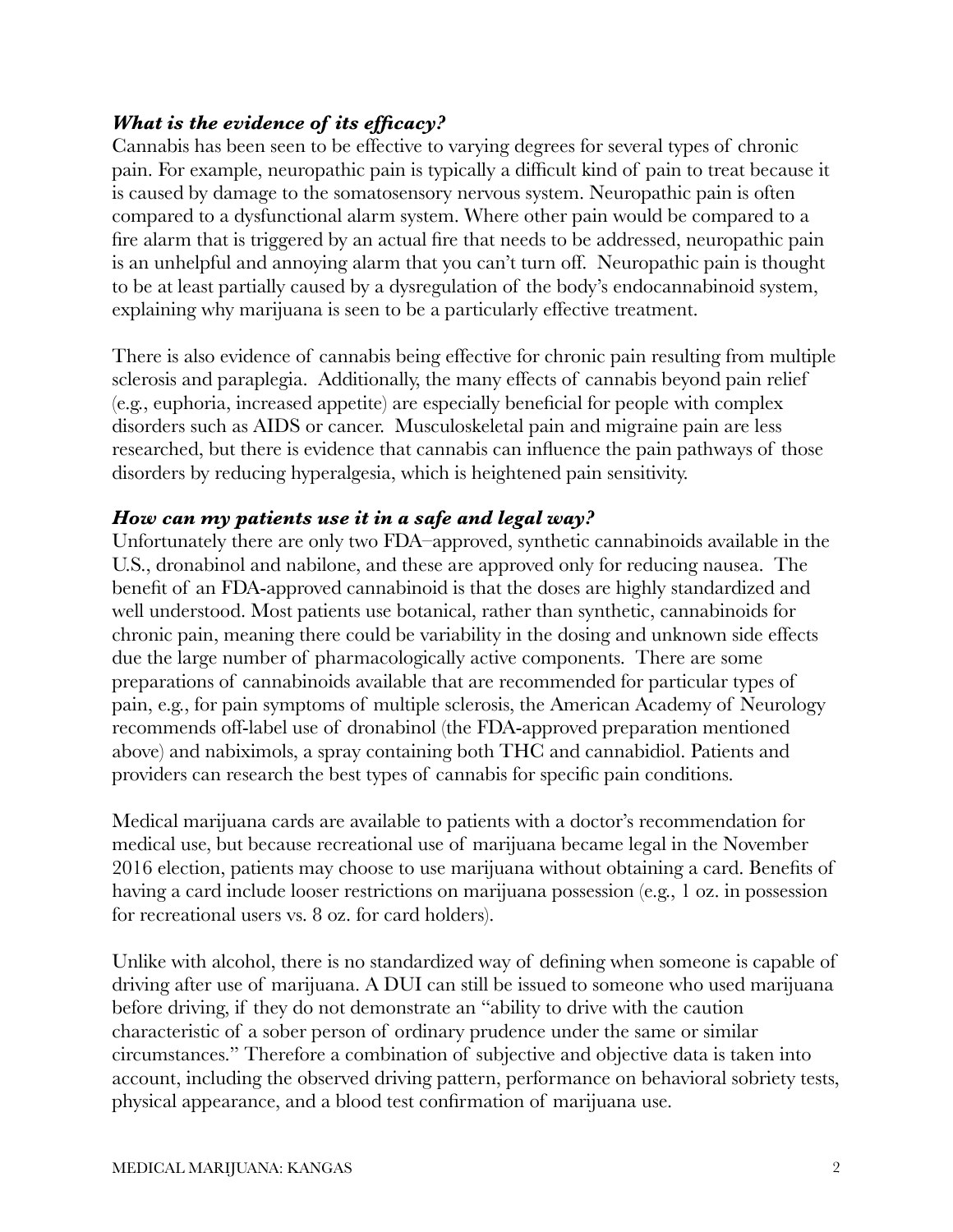### *What is the evidence of its efficacy?*

Cannabis has been seen to be effective to varying degrees for several types of chronic pain. For example, neuropathic pain is typically a difficult kind of pain to treat because it is caused by damage to the somatosensory nervous system. Neuropathic pain is often compared to a dysfunctional alarm system. Where other pain would be compared to a fire alarm that is triggered by an actual fire that needs to be addressed, neuropathic pain is an unhelpful and annoying alarm that you can't turn off. Neuropathic pain is thought to be at least partially caused by a dysregulation of the body's endocannabinoid system, explaining why marijuana is seen to be a particularly effective treatment.

There is also evidence of cannabis being effective for chronic pain resulting from multiple sclerosis and paraplegia. Additionally, the many effects of cannabis beyond pain relief (e.g., euphoria, increased appetite) are especially beneficial for people with complex disorders such as AIDS or cancer. Musculoskeletal pain and migraine pain are less researched, but there is evidence that cannabis can influence the pain pathways of those disorders by reducing hyperalgesia, which is heightened pain sensitivity.

### *How can my patients use it in a safe and legal way?*

Unfortunately there are only two FDA–approved, synthetic cannabinoids available in the U.S., dronabinol and nabilone, and these are approved only for reducing nausea. The benefit of an FDA-approved cannabinoid is that the doses are highly standardized and well understood. Most patients use botanical, rather than synthetic, cannabinoids for chronic pain, meaning there could be variability in the dosing and unknown side effects due the large number of pharmacologically active components. There are some preparations of cannabinoids available that are recommended for particular types of pain, e.g., for pain symptoms of multiple sclerosis, the American Academy of Neurology recommends off-label use of dronabinol (the FDA-approved preparation mentioned above) and nabiximols, a spray containing both THC and cannabidiol. Patients and providers can research the best types of cannabis for specific pain conditions.

Medical marijuana cards are available to patients with a doctor's recommendation for medical use, but because recreational use of marijuana became legal in the November 2016 election, patients may choose to use marijuana without obtaining a card. Benefits of having a card include looser restrictions on marijuana possession (e.g., 1 oz. in possession for recreational users vs. 8 oz. for card holders).

Unlike with alcohol, there is no standardized way of defining when someone is capable of driving after use of marijuana. A DUI can still be issued to someone who used marijuana before driving, if they do not demonstrate an "ability to drive with the caution characteristic of a sober person of ordinary prudence under the same or similar circumstances." Therefore a combination of subjective and objective data is taken into account, including the observed driving pattern, performance on behavioral sobriety tests, physical appearance, and a blood test confirmation of marijuana use.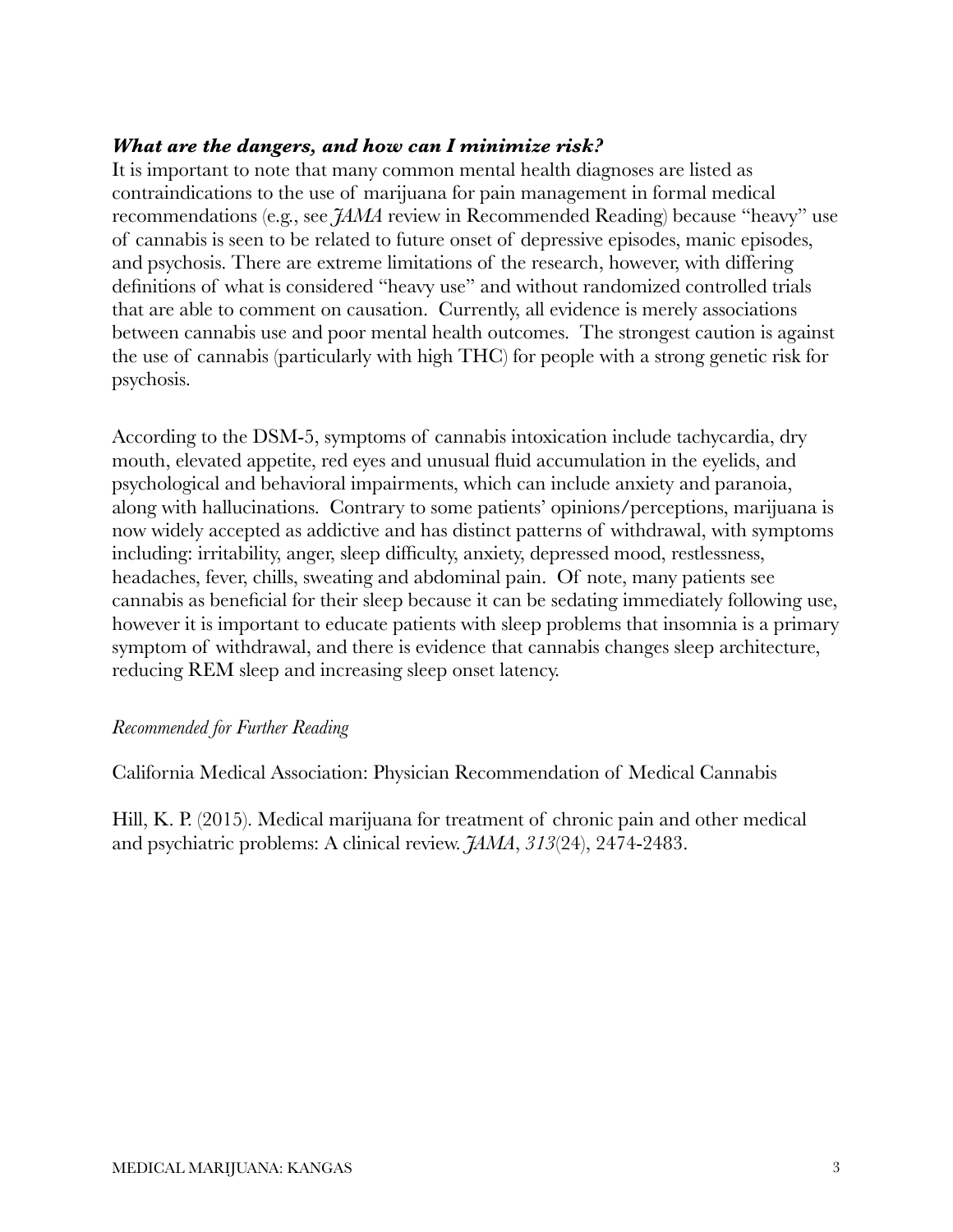### ***What are the dangers, and how can I minimize risk?***

It is important to note that many common mental health diagnoses are listed as contraindications to the use of marijuana for pain management in formal medical recommendations (e.g., see *JAMA* review in Recommended Reading) because "heavy" use of cannabis is seen to be related to future onset of depressive episodes, manic episodes, and psychosis. There are extreme limitations of the research, however, with differing definitions of what is considered "heavy use" and without randomized controlled trials that are able to comment on causation. Currently, all evidence is merely associations between cannabis use and poor mental health outcomes. The strongest caution is against the use of cannabis (particularly with high THC) for people with a strong genetic risk for psychosis.

According to the DSM-5, symptoms of cannabis intoxication include tachycardia, dry mouth, elevated appetite, red eyes and unusual fluid accumulation in the eyelids, and psychological and behavioral impairments, which can include anxiety and paranoia, along with hallucinations. Contrary to some patients' opinions/perceptions, marijuana is now widely accepted as addictive and has distinct patterns of withdrawal, with symptoms including: irritability, anger, sleep difficulty, anxiety, depressed mood, restlessness, headaches, fever, chills, sweating and abdominal pain. Of note, many patients see cannabis as beneficial for their sleep because it can be sedating immediately following use, however it is important to educate patients with sleep problems that insomnia is a primary symptom of withdrawal, and there is evidence that cannabis changes sleep architecture, reducing REM sleep and increasing sleep onset latency.

*Recommended for Further Reading*

California Medical Association: Physician Recommendation of Medical Cannabis

Hill, K. P. (2015). Medical marijuana for treatment of chronic pain and other medical and psychiatric problems: A clinical review. *JAMA*, *313*(24), 2474-2483.